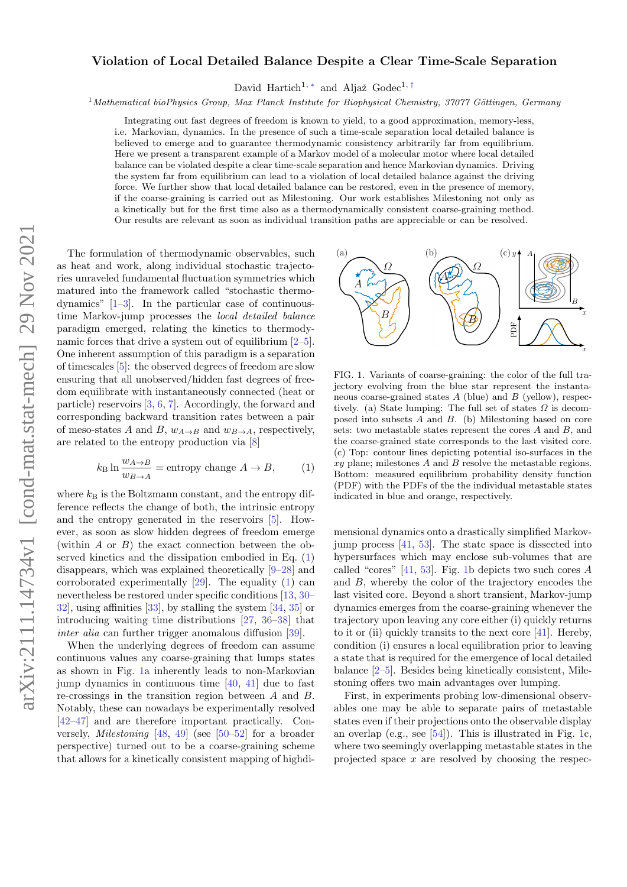# Violation of Local Detailed Balance Despite a Clear Time-Scale Separation

David Hartich[1,*] and Aljaž Godec[1,†]

[1] *Mathematical bioPhysics Group, Max Planck Institute for Biophysical Chemistry, 37077 Göttingen, Germany*

Integrating out fast degrees of freedom is known to yield, to a good approximation, memory-less, i.e. Markovian, dynamics. In the presence of such a time-scale separation local detailed balance is believed to emerge and to guarantee thermodynamic consistency arbitrarily far from equilibrium. Here we present a transparent example of a Markov model of a molecular motor where local detailed balance can be violated despite a clear time-scale separation and hence Markovian dynamics. Driving the system far from equilibrium can lead to a violation of local detailed balance against the driving force. We further show that local detailed balance can be restored, even in the presence of memory, if the coarse-graining is carried out as Milestoning. Our work establishes Milestoning not only as a kinetically but for the first time also as a thermodynamically consistent coarse-graining method. Our results are relevant as soon as individual transition paths are appreciable or can be resolved.

The formulation of thermodynamic observables, such as heat and work, along individual stochastic trajectories unraveled fundamental fluctuation symmetries which matured into the framework called "stochastic thermodynamics" [1–3]. In the particular case of continuous-time Markov-jump processes the *local detailed balance* paradigm emerged, relating the kinetics to thermodynamic forces that drive a system out of equilibrium [2–5]. One inherent assumption of this paradigm is a separation of timescales [5]: the observed degrees of freedom are slow ensuring that all unobserved/hidden fast degrees of freedom equilibrate with instantaneously connected (heat or particle) reservoirs [3, 6, 7]. Accordingly, the forward and corresponding backward transition rates between a pair of meso-states $A$ and $B$, $w_{A\to B}$ and $w_{B\to A}$, respectively, are related to the entropy production via [8]

$$k_{\rm B}\ln\frac{w_{A\to B}}{w_{B\to A}} = \text{entropy change } A\to B, \tag{1}$$

where $k_{\rm B}$ is the Boltzmann constant, and the entropy difference reflects the change of both, the intrinsic entropy and the entropy generated in the reservoirs [5]. However, as soon as slow hidden degrees of freedom emerge (within $A$ or $B$) the exact connection between the observed kinetics and the dissipation embodied in Eq. (1) disappears, which was explained theoretically [9–28] and corroborated experimentally [29]. The equality (1) can nevertheless be restored under specific conditions [13, 30–32], using affinities [33], by stalling the system [34, 35] or introducing waiting time distributions [27, 36–38] that *inter alia* can further trigger anomalous diffusion [39].

When the underlying degrees of freedom can assume continuous values any coarse-graining that lumps states as shown in Fig. 1a inherently leads to non-Markovian jump dynamics in continuous time [40, 41] due to fast re-crossings in the transition region between $A$ and $B$. Notably, these can nowadays be experimentally resolved [42–47] and are therefore important practically. Conversely, *Milestoning* [48, 49] (see [50–52] for a broader perspective) turned out to be a coarse-graining scheme that allows for a kinetically consistent mapping of highdimensional dynamics onto a drastically simplified Markov-jump process [41, 53]. The state space is dissected into hypersurfaces which may enclose sub-volumes that are called "cores" [41, 53]. Fig. 1b depicts two such cores $A$ and $B$, whereby the color of the trajectory encodes the last visited core. Beyond a short transient, Markov-jump dynamics emerges from the coarse-graining whenever the trajectory upon leaving any core either (i) quickly returns to it or (ii) quickly transits to the next core [41]. Hereby, condition (i) ensures a local equilibration prior to leaving a state that is required for the emergence of local detailed balance [2–5]. Besides being kinetically consistent, Milestoning offers two main advantages over lumping.

FIG. 1. Variants of coarse-graining: the color of the full trajectory evolving from the blue star represent the instantaneous coarse-grained states $A$ (blue) and $B$ (yellow), respectively. (a) State lumping: The full set of states $\Omega$ is decomposed into subsets $A$ and $B$. (b) Milestoning based on core sets: two metastable states represent the cores $A$ and $B$, and the coarse-grained state corresponds to the last visited core. (c) Top: contour lines depicting potential iso-surfaces in the $xy$ plane; milestones $A$ and $B$ resolve the metastable regions. Bottom: measured equilibrium probability density function (PDF) with the PDFs of the the individual metastable states indicated in blue and orange, respectively.

First, in experiments probing low-dimensional observables one may be able to separate pairs of metastable states even if their projections onto the observable display an overlap (e.g., see [54]). This is illustrated in Fig. 1c, where two seemingly overlapping metastable states in the projected space $x$ are resolved by choosing the respec-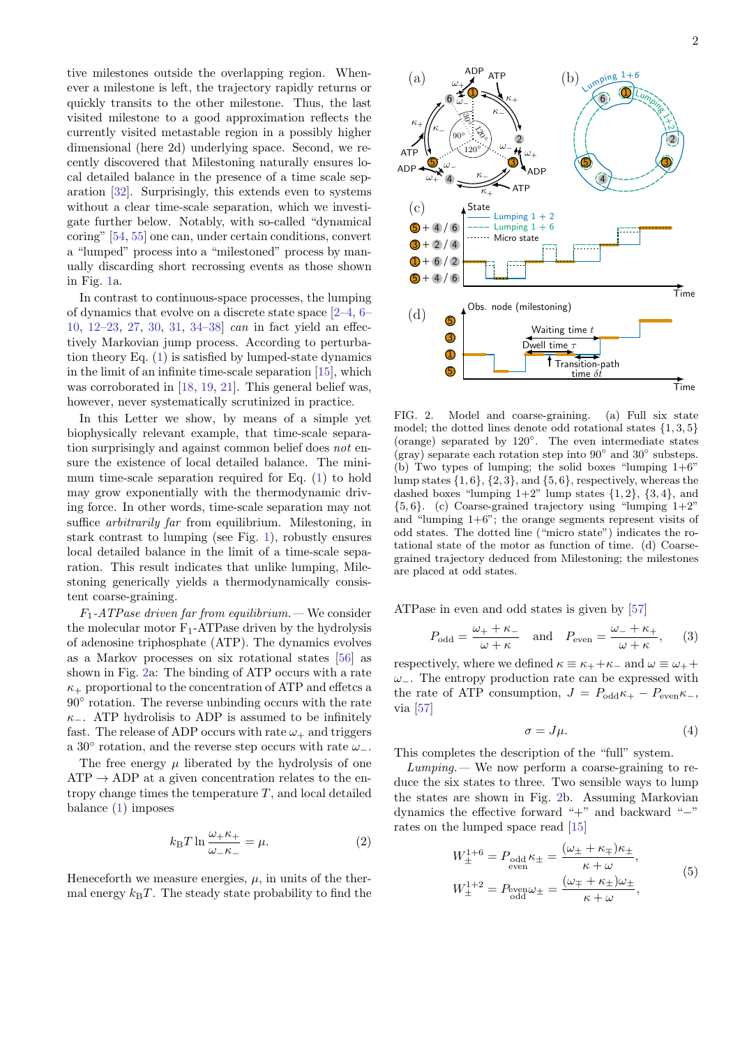tive milestones outside the overlapping region. Whenever a milestone is left, the trajectory rapidly returns or quickly transits to the other milestone. Thus, the last visited milestone to a good approximation reflects the currently visited metastable region in a possibly higher dimensional (here 2d) underlying space. Second, we recently discovered that Milestoning naturally ensures local detailed balance in the presence of a time scale separation [32]. Surprisingly, this extends even to systems without a clear time-scale separation, which we investigate further below. Notably, with so-called "dynamical coring" [54, 55] one can, under certain conditions, convert a "lumped" process into a "milestoned" process by manually discarding short recrossing events as those shown in Fig. 1a.

In contrast to continuous-space processes, the lumping of dynamics that evolve on a discrete state space [2–4, 6–10, 12–23, 27, 30, 31, 34–38] *can* in fact yield an effectively Markovian jump process. According to perturbation theory Eq. (1) is satisfied by lumped-state dynamics in the limit of an infinite time-scale separation [15], which was corroborated in [18, 19, 21]. This general belief was, however, never systematically scrutinized in practice.

In this Letter we show, by means of a simple yet biophysically relevant example, that time-scale separation surprisingly and against common belief does *not* ensure the existence of local detailed balance. The minimum time-scale separation required for Eq. (1) to hold may grow exponentially with the thermodynamic driving force. In other words, time-scale separation may not suffice *arbitrarily far* from equilibrium. Milestoning, in stark contrast to lumping (see Fig. 1), robustly ensures local detailed balance in the limit of a time-scale separation. This result indicates that unlike lumping, Milestoning generically yields a thermodynamically consistent coarse-graining.

*$F_1$-ATPase driven far from equilibrium.*— We consider the molecular motor $F_1$-ATPase driven by the hydrolysis of adenosine triphosphate (ATP). The dynamics evolves as a Markov processes on six rotational states [56] as shown in Fig. 2a: The binding of ATP occurs with a rate $\kappa_+$ proportional to the concentration of ATP and effetcs a 90° rotation. The reverse unbinding occurs with the rate $\kappa_-$. ATP hydrolisis to ADP is assumed to be infinitely fast. The release of ADP occurs with rate $\omega_+$ and triggers a 30° rotation, and the reverse step occurs with rate $\omega_-$.

The free energy $\mu$ liberated by the hydrolysis of one ATP → ADP at a given concentration relates to the entropy change times the temperature $T$, and local detailed balance (1) imposes

$$k_{\rm B}T \ln \frac{\omega_+\kappa_+}{\omega_-\kappa_-} = \mu. \tag{2}$$

Heneceforth we measure energies, $\mu$, in units of the thermal energy $k_{\rm B}T$. The steady state probability to find the ATPase in even and odd states is given by [57]

$$P_{\rm odd} = \frac{\omega_+ + \kappa_-}{\omega + \kappa} \quad \text{and} \quad P_{\rm even} = \frac{\omega_- + \kappa_+}{\omega + \kappa}, \tag{3}$$

respectively, where we defined $\kappa \equiv \kappa_+ + \kappa_-$ and $\omega \equiv \omega_+ + \omega_-$. The entropy production rate can be expressed with the rate of ATP consumption, $J = P_{\rm odd}\kappa_+ - P_{\rm even}\kappa_-$, via [57]

$$\sigma = J\mu. \tag{4}$$

This completes the description of the "full" system.

*Lumping.*— We now perform a coarse-graining to reduce the six states to three. Two sensible ways to lump the states are shown in Fig. 2b. Assuming Markovian dynamics the effective forward "+" and backward "−" rates on the lumped space read [15]

$$
\begin{aligned}
W_{\pm}^{1+6} &= P_{\substack{\rm odd\\ \rm even}}\kappa_{\pm} = \frac{(\omega_{\pm} + \kappa_{\mp})\kappa_{\pm}}{\kappa + \omega},\\
W_{\pm}^{1+2} &= P_{\substack{\rm even\\ \rm odd}}\omega_{\pm} = \frac{(\omega_{\mp} + \kappa_{\pm})\omega_{\pm}}{\kappa + \omega},
\end{aligned} \tag{5}
$$

FIG. 2. Model and coarse-graining. (a) Full six state model; the dotted lines denote odd rotational states $\{1, 3, 5\}$ (orange) separated by 120°. The even intermediate states (gray) separate each rotation step into 90° and 30° substeps. (b) Two types of lumping; the solid boxes "lumping 1+6" lump states $\{1, 6\}$, $\{2, 3\}$, and $\{5, 6\}$, respectively, whereas the dashed boxes "lumping 1+2" lump states $\{1, 2\}$, $\{3, 4\}$, and $\{5, 6\}$. (c) Coarse-grained trajectory using "lumping 1+2" and "lumping 1+6"; the orange segments represent visits of odd states. The dotted line ("micro state") indicates the rotational state of the motor as function of time. (d) Coarse-grained trajectory deduced from Milestoning; the milestones are placed at odd states.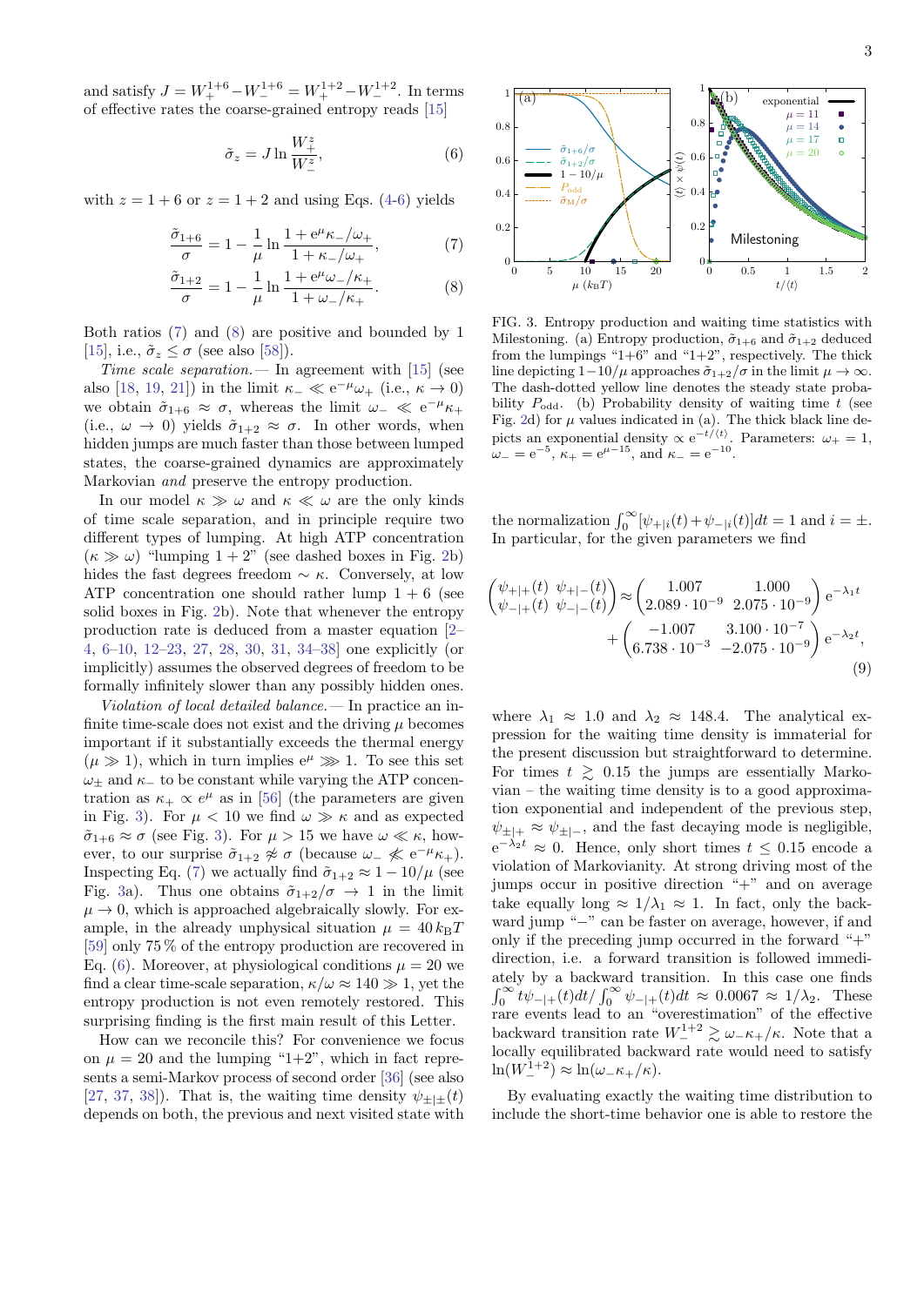and satisfy $J = W_+^{1+6} - W_-^{1+6} = W_+^{1+2} - W_-^{1+2}$. In terms of effective rates the coarse-grained entropy reads [15]

$$\tilde{\sigma}_z = J \ln \frac{W_+^z}{W_-^z}, \tag{6}$$

with $z = 1+6$ or $z = 1+2$ and using Eqs. (4-6) yields

$$\frac{\tilde{\sigma}_{1+6}}{\sigma} = 1 - \frac{1}{\mu} \ln \frac{1 + \mathrm{e}^{\mu}\kappa_-/\omega_+}{1 + \kappa_-/\omega_+}, \tag{7}$$

$$\frac{\tilde{\sigma}_{1+2}}{\sigma} = 1 - \frac{1}{\mu} \ln \frac{1 + \mathrm{e}^{\mu}\omega_-/\kappa_+}{1 + \omega_-/\kappa_+}. \tag{8}$$

Both ratios (7) and (8) are positive and bounded by 1 [15], i.e., $\tilde{\sigma}_z \leq \sigma$ (see also [58]).

*Time scale separation.*— In agreement with [15] (see also [18, 19, 21]) in the limit $\kappa_- \ll \mathrm{e}^{-\mu}\omega_+$ (i.e., $\kappa \to 0$) we obtain $\tilde{\sigma}_{1+6} \approx \sigma$, whereas the limit $\omega_- \ll \mathrm{e}^{-\mu}\kappa_+$ (i.e., $\omega \to 0$) yields $\tilde{\sigma}_{1+2} \approx \sigma$. In other words, when hidden jumps are much faster than those between lumped states, the coarse-grained dynamics are approximately Markovian *and* preserve the entropy production.

In our model $\kappa \gg \omega$ and $\kappa \ll \omega$ are the only kinds of time scale separation, and in principle require two different types of lumping. At high ATP concentration ($\kappa \gg \omega$) "lumping 1 + 2" (see dashed boxes in Fig. 2b) hides the fast degrees freedom $\sim \kappa$. Conversely, at low ATP concentration one should rather lump 1 + 6 (see solid boxes in Fig. 2b). Note that whenever the entropy production rate is deduced from a master equation [2–4, 6–10, 12–23, 27, 28, 30, 31, 34–38] one explicitly (or implicitly) assumes the observed degrees of freedom to be formally infinitely slower than any possibly hidden ones.

*Violation of local detailed balance.*— In practice an infinite time-scale does not exist and the driving $\mu$ becomes important if it substantially exceeds the thermal energy ($\mu \gg 1$), which in turn implies $\mathrm{e}^{\mu} \ggg 1$. To see this set $\omega_\pm$ and $\kappa_-$ to be constant while varying the ATP concentration as $\kappa_+ \propto e^{\mu}$ as in [56] (the parameters are given in Fig. 3). For $\mu < 10$ we find $\omega \gg \kappa$ and as expected $\tilde{\sigma}_{1+6} \approx \sigma$ (see Fig. 3). For $\mu > 15$ we have $\omega \ll \kappa$, however, to our surprise $\tilde{\sigma}_{1+2} \not\approx \sigma$ (because $\omega_- \not\ll \mathrm{e}^{-\mu}\kappa_+$). Inspecting Eq. (7) we actually find $\tilde{\sigma}_{1+2} \approx 1 - 10/\mu$ (see Fig. 3a). Thus one obtains $\tilde{\sigma}_{1+2}/\sigma \to 1$ in the limit $\mu \to 0$, which is approached algebraically slowly. For example, in the already unphysical situation $\mu = 40\,k_{\mathrm{B}}T$ [59] only 75 % of the entropy production are recovered in Eq. (6). Moreover, at physiological conditions $\mu = 20$ we find a clear time-scale separation, $\kappa/\omega \approx 140 \gg 1$, yet the entropy production is not even remotely restored. This surprising finding is the first main result of this Letter.

How can we reconcile this? For convenience we focus on $\mu = 20$ and the lumping "1+2", which in fact represents a semi-Markov process of second order [36] (see also [27, 37, 38]). That is, the waiting time density $\psi_{\pm|\pm}(t)$ depends on both, the previous and next visited state with the normalization $\int_0^\infty [\psi_{+|i}(t) + \psi_{-|i}(t)]dt = 1$ and $i = \pm$. In particular, for the given parameters we find

$$\begin{pmatrix} \psi_{+|+}(t) & \psi_{+|-}(t) \\ \psi_{-|+}(t) & \psi_{-|-}(t) \end{pmatrix} \approx \begin{pmatrix} 1.007 & 1.000 \\ 2.089 \cdot 10^{-9} & 2.075 \cdot 10^{-9} \end{pmatrix} \mathrm{e}^{-\lambda_1 t} + \begin{pmatrix} -1.007 & 3.100 \cdot 10^{-7} \\ 6.738 \cdot 10^{-3} & -2.075 \cdot 10^{-9} \end{pmatrix} \mathrm{e}^{-\lambda_2 t}, \tag{9}$$

where $\lambda_1 \approx 1.0$ and $\lambda_2 \approx 148.4$. The analytical expression for the waiting time density is immaterial for the present discussion but straightforward to determine. For times $t \gtrsim 0.15$ the jumps are essentially Markovian – the waiting time density is to a good approximation exponential and independent of the previous step, $\psi_{\pm|+} \approx \psi_{\pm|-}$, and the fast decaying mode is negligible, $\mathrm{e}^{-\lambda_2 t} \approx 0$. Hence, only short times $t \leq 0.15$ encode a violation of Markovianity. At strong driving most of the jumps occur in positive direction "+" and on average take equally long $\approx 1/\lambda_1 \approx 1$. In fact, only the backward jump "−" can be faster on average, however, if and only if the preceding jump occurred in the forward "+" direction, i.e. a forward transition is followed immediately by a backward transition. In this case one finds $\int_0^\infty t\psi_{-|+}(t)dt / \int_0^\infty \psi_{-|+}(t)dt \approx 0.0067 \approx 1/\lambda_2$. These rare events lead to an "overestimation" of the effective backward transition rate $W_-^{1+2} \gtrsim \omega_-\kappa_+/\kappa$. Note that a locally equilibrated backward rate would need to satisfy $\ln(W_-^{1+2}) \approx \ln(\omega_-\kappa_+/\kappa)$.

By evaluating exactly the waiting time distribution to include the short-time behavior one is able to restore the

FIG. 3. Entropy production and waiting time statistics with Milestoning. (a) Entropy production, $\tilde{\sigma}_{1+6}$ and $\tilde{\sigma}_{1+2}$ deduced from the lumpings "1+6" and "1+2", respectively. The thick line depicting $1-10/\mu$ approaches $\tilde{\sigma}_{1+2}/\sigma$ in the limit $\mu \to \infty$. The dash-dotted yellow line denotes the steady state probability $P_{\mathrm{odd}}$. (b) Probability density of waiting time $t$ (see Fig. 2d) for $\mu$ values indicated in (a). The thick black line depicts an exponential density $\propto \mathrm{e}^{-t/\langle t \rangle}$. Parameters: $\omega_+ = 1$, $\omega_- = \mathrm{e}^{-5}$, $\kappa_+ = \mathrm{e}^{\mu-15}$, and $\kappa_- = \mathrm{e}^{-10}$.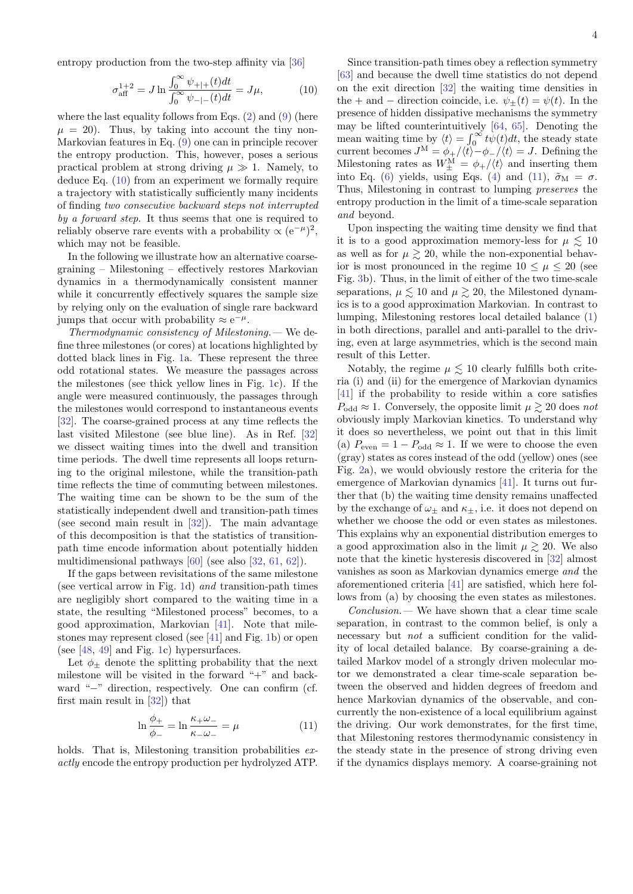entropy production from the two-step affinity via [36]

$$\sigma_{\rm aff}^{1+2} = J \ln \frac{\int_0^\infty \psi_{+|+}(t)dt}{\int_0^\infty \psi_{-|-}(t)dt} = J\mu, \tag{10}$$

where the last equality follows from Eqs. (2) and (9) (here $\mu = 20$). Thus, by taking into account the tiny non-Markovian features in Eq. (9) one can in principle recover the entropy production. This, however, poses a serious practical problem at strong driving $\mu \gg 1$. Namely, to deduce Eq. (10) from an experiment we formally require a trajectory with statistically sufficiently many incidents of finding *two consecutive backward steps not interrupted by a forward step*. It thus seems that one is required to reliably observe rare events with a probability $\propto (e^{-\mu})^2$, which may not be feasible.

In the following we illustrate how an alternative coarse-graining – Milestoning – effectively restores Markovian dynamics in a thermodynamically consistent manner while it concurrently effectively squares the sample size by relying only on the evaluation of single rare backward jumps that occur with probability $\approx e^{-\mu}$.

*Thermodynamic consistency of Milestoning.*— We define three milestones (or cores) at locations highlighted by dotted black lines in Fig. 1a. These represent the three odd rotational states. We measure the passages across the milestones (see thick yellow lines in Fig. 1c). If the angle were measured continuously, the passages through the milestones would correspond to instantaneous events [32]. The coarse-grained process at any time reflects the last visited Milestone (see blue line). As in Ref. [32] we dissect waiting times into the dwell and transition time periods. The dwell time represents all loops returning to the original milestone, while the transition-path time reflects the time of commuting between milestones. The waiting time can be shown to be the sum of the statistically independent dwell and transition-path times (see second main result in [32]). The main advantage of this decomposition is that the statistics of transition-path time encode information about potentially hidden multidimensional pathways [60] (see also [32, 61, 62]).

If the gaps between revisitations of the same milestone (see vertical arrow in Fig. 1d) *and* transition-path times are negligibly short compared to the waiting time in a state, the resulting "Milestoned process" becomes, to a good approximation, Markovian [41]. Note that milestones may represent closed (see [41] and Fig. 1b) or open (see [48, 49] and Fig. 1c) hypersurfaces.

Let $\phi_\pm$ denote the splitting probability that the next milestone will be visited in the forward "+" and backward "−" direction, respectively. One can confirm (cf. first main result in [32]) that

$$\ln \frac{\phi_+}{\phi_-} = \ln \frac{\kappa_+ \omega_-}{\kappa_- \omega_-} = \mu \tag{11}$$

holds. That is, Milestoning transition probabilities *exactly* encode the entropy production per hydrolyzed ATP.

Since transition-path times obey a reflection symmetry [63] and because the dwell time statistics do not depend on the exit direction [32] the waiting time densities in the + and − direction coincide, i.e. $\psi_\pm(t) = \psi(t)$. In the presence of hidden dissipative mechanisms the symmetry may be lifted counterintuitively [64, 65]. Denoting the mean waiting time by $\langle t \rangle = \int_0^\infty t\psi(t)dt$, the steady state current becomes $J^{\rm M} = \phi_+/\langle t \rangle - \phi_-/\langle t \rangle = J$. Defining the Milestoning rates as $W_\pm^{\rm M} = \phi_+/\langle t \rangle$ and inserting them into Eq. (6) yields, using Eqs. (4) and (11), $\tilde{\sigma}_{\rm M} = \sigma$. Thus, Milestoning in contrast to lumping *preserves* the entropy production in the limit of a time-scale separation *and* beyond.

Upon inspecting the waiting time density we find that it is to a good approximation memory-less for $\mu \lesssim 10$ as well as for $\mu \gtrsim 20$, while the non-exponential behavior is most pronounced in the regime $10 \leq \mu \leq 20$ (see Fig. 3b). Thus, in the limit of either of the two time-scale separations, $\mu \lesssim 10$ and $\mu \gtrsim 20$, the Milestoned dynamics is to a good approximation Markovian. In contrast to lumping, Milestoning restores local detailed balance (1) in both directions, parallel and anti-parallel to the driving, even at large asymmetries, which is the second main result of this Letter.

Notably, the regime $\mu \lesssim 10$ clearly fulfills both criteria (i) and (ii) for the emergence of Markovian dynamics [41] if the probability to reside within a core satisfies $P_{\rm odd} \approx 1$. Conversely, the opposite limit $\mu \gtrsim 20$ does *not* obviously imply Markovian kinetics. To understand why it does so nevertheless, we point out that in this limit (a) $P_{\rm even} = 1 - P_{\rm odd} \approx 1$. If we were to choose the even (gray) states as cores instead of the odd (yellow) ones (see Fig. 2a), we would obviously restore the criteria for the emergence of Markovian dynamics [41]. It turns out further that (b) the waiting time density remains unaffected by the exchange of $\omega_\pm$ and $\kappa_\pm$, i.e. it does not depend on whether we choose the odd or even states as milestones. This explains why an exponential distribution emerges to a good approximation also in the limit $\mu \gtrsim 20$. We also note that the kinetic hysteresis discovered in [32] almost vanishes as soon as Markovian dynamics emerge *and* the aforementioned criteria [41] are satisfied, which here follows from (a) by choosing the even states as milestones.

*Conclusion.*— We have shown that a clear time scale separation, in contrast to the common belief, is only a necessary but *not* a sufficient condition for the validity of local detailed balance. By coarse-graining a detailed Markov model of a strongly driven molecular motor we demonstrated a clear time-scale separation between the observed and hidden degrees of freedom and hence Markovian dynamics of the observable, and concurrently the non-existence of a local equilibrium against the driving. Our work demonstrates, for the first time, that Milestoning restores thermodynamic consistency in the steady state in the presence of strong driving even if the dynamics displays memory. A coarse-graining not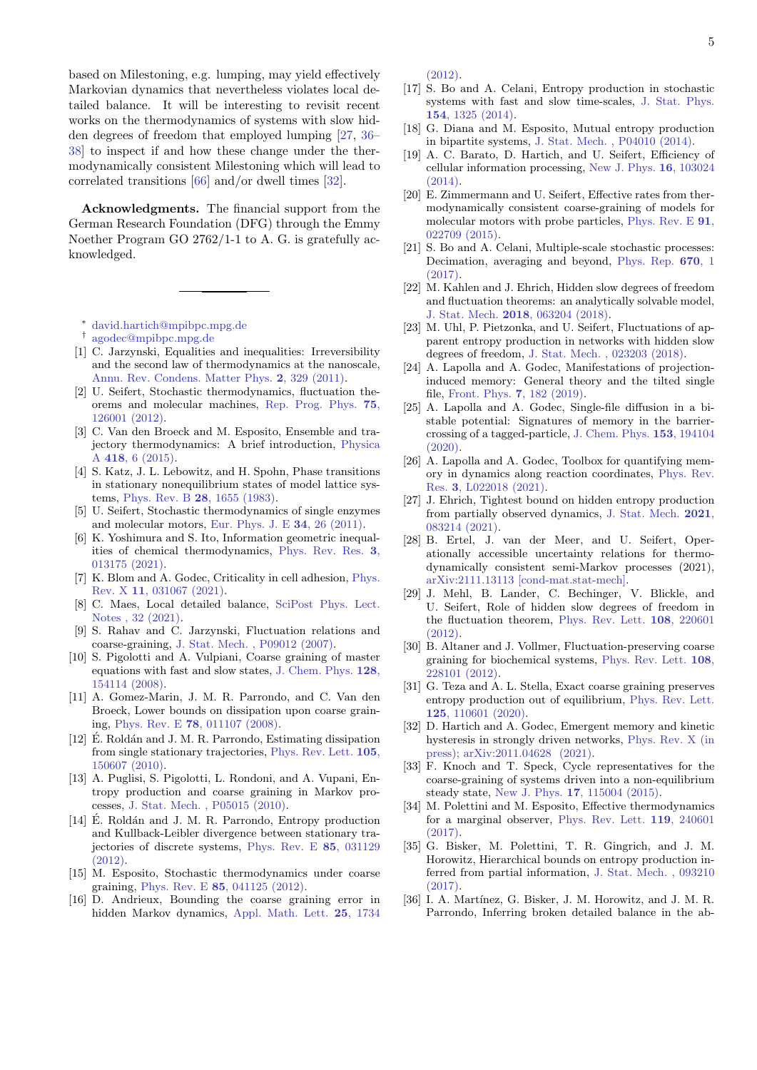based on Milestoning, e.g. lumping, may yield effectively Markovian dynamics that nevertheless violates local detailed balance. It will be interesting to revisit recent works on the thermodynamics of systems with slow hidden degrees of freedom that employed lumping [27, 36–38] to inspect if and how these change under the thermodynamically consistent Milestoning which will lead to correlated transitions [66] and/or dwell times [32].

**Acknowledgments.** The financial support from the German Research Foundation (DFG) through the Emmy Noether Program GO 2762/1-1 to A. G. is gratefully acknowledged.

---

\* david.hartich@mpibpc.mpg.de

† agodec@mpibpc.mpg.de

[1] C. Jarzynski, Equalities and inequalities: Irreversibility and the second law of thermodynamics at the nanoscale, Annu. Rev. Condens. Matter Phys. **2**, 329 (2011).

[2] U. Seifert, Stochastic thermodynamics, fluctuation theorems and molecular machines, Rep. Prog. Phys. **75**, 126001 (2012).

[3] C. Van den Broeck and M. Esposito, Ensemble and trajectory thermodynamics: A brief introduction, Physica A **418**, 6 (2015).

[4] S. Katz, J. L. Lebowitz, and H. Spohn, Phase transitions in stationary nonequilibrium states of model lattice systems, Phys. Rev. B **28**, 1655 (1983).

[5] U. Seifert, Stochastic thermodynamics of single enzymes and molecular motors, Eur. Phys. J. E **34**, 26 (2011).

[6] K. Yoshimura and S. Ito, Information geometric inequalities of chemical thermodynamics, Phys. Rev. Res. **3**, 013175 (2021).

[7] K. Blom and A. Godec, Criticality in cell adhesion, Phys. Rev. X **11**, 031067 (2021).

[8] C. Maes, Local detailed balance, SciPost Phys. Lect. Notes , 32 (2021).

[9] S. Rahav and C. Jarzynski, Fluctuation relations and coarse-graining, J. Stat. Mech. , P09012 (2007).

[10] S. Pigolotti and A. Vulpiani, Coarse graining of master equations with fast and slow states, J. Chem. Phys. **128**, 154114 (2008).

[11] A. Gomez-Marin, J. M. R. Parrondo, and C. Van den Broeck, Lower bounds on dissipation upon coarse graining, Phys. Rev. E **78**, 011107 (2008).

[12] É. Roldán and J. M. R. Parrondo, Estimating dissipation from single stationary trajectories, Phys. Rev. Lett. **105**, 150607 (2010).

[13] A. Puglisi, S. Pigolotti, L. Rondoni, and A. Vupani, Entropy production and coarse graining in Markov processes, J. Stat. Mech. , P05015 (2010).

[14] É. Roldán and J. M. R. Parrondo, Entropy production and Kullback-Leibler divergence between stationary trajectories of discrete systems, Phys. Rev. E **85**, 031129 (2012).

[15] M. Esposito, Stochastic thermodynamics under coarse graining, Phys. Rev. E **85**, 041125 (2012).

[16] D. Andrieux, Bounding the coarse graining error in hidden Markov dynamics, Appl. Math. Lett. **25**, 1734 (2012).

[17] S. Bo and A. Celani, Entropy production in stochastic systems with fast and slow time-scales, J. Stat. Phys. **154**, 1325 (2014).

[18] G. Diana and M. Esposito, Mutual entropy production in bipartite systems, J. Stat. Mech. , P04010 (2014).

[19] A. C. Barato, D. Hartich, and U. Seifert, Efficiency of cellular information processing, New J. Phys. **16**, 103024 (2014).

[20] E. Zimmermann and U. Seifert, Effective rates from thermodynamically consistent coarse-graining of models for molecular motors with probe particles, Phys. Rev. E **91**, 022709 (2015).

[21] S. Bo and A. Celani, Multiple-scale stochastic processes: Decimation, averaging and beyond, Phys. Rep. **670**, 1 (2017).

[22] M. Kahlen and J. Ehrich, Hidden slow degrees of freedom and fluctuation theorems: an analytically solvable model, J. Stat. Mech. **2018**, 063204 (2018).

[23] M. Uhl, P. Pietzonka, and U. Seifert, Fluctuations of apparent entropy production in networks with hidden slow degrees of freedom, J. Stat. Mech. , 023203 (2018).

[24] A. Lapolla and A. Godec, Manifestations of projection-induced memory: General theory and the tilted single file, Front. Phys. **7**, 182 (2019).

[25] A. Lapolla and A. Godec, Single-file diffusion in a bistable potential: Signatures of memory in the barrier-crossing of a tagged-particle, J. Chem. Phys. **153**, 194104 (2020).

[26] A. Lapolla and A. Godec, Toolbox for quantifying memory in dynamics along reaction coordinates, Phys. Rev. Res. **3**, L022018 (2021).

[27] J. Ehrich, Tightest bound on hidden entropy production from partially observed dynamics, J. Stat. Mech. **2021**, 083214 (2021).

[28] B. Ertel, J. van der Meer, and U. Seifert, Operationally accessible uncertainty relations for thermodynamically consistent semi-Markov processes (2021), arXiv:2111.13113 [cond-mat.stat-mech].

[29] J. Mehl, B. Lander, C. Bechinger, V. Blickle, and U. Seifert, Role of hidden slow degrees of freedom in the fluctuation theorem, Phys. Rev. Lett. **108**, 220601 (2012).

[30] B. Altaner and J. Vollmer, Fluctuation-preserving coarse graining for biochemical systems, Phys. Rev. Lett. **108**, 228101 (2012).

[31] G. Teza and A. L. Stella, Exact coarse graining preserves entropy production out of equilibrium, Phys. Rev. Lett. **125**, 110601 (2020).

[32] D. Hartich and A. Godec, Emergent memory and kinetic hysteresis in strongly driven networks, Phys. Rev. X (in press); arXiv:2011.04628 (2021).

[33] F. Knoch and T. Speck, Cycle representatives for the coarse-graining of systems driven into a non-equilibrium steady state, New J. Phys. **17**, 115004 (2015).

[34] M. Polettini and M. Esposito, Effective thermodynamics for a marginal observer, Phys. Rev. Lett. **119**, 240601 (2017).

[35] G. Bisker, M. Polettini, T. R. Gingrich, and J. M. Horowitz, Hierarchical bounds on entropy production inferred from partial information, J. Stat. Mech. , 093210 (2017).

[36] I. A. Martínez, G. Bisker, J. M. Horowitz, and J. M. R. Parrondo, Inferring broken detailed balance in the ab-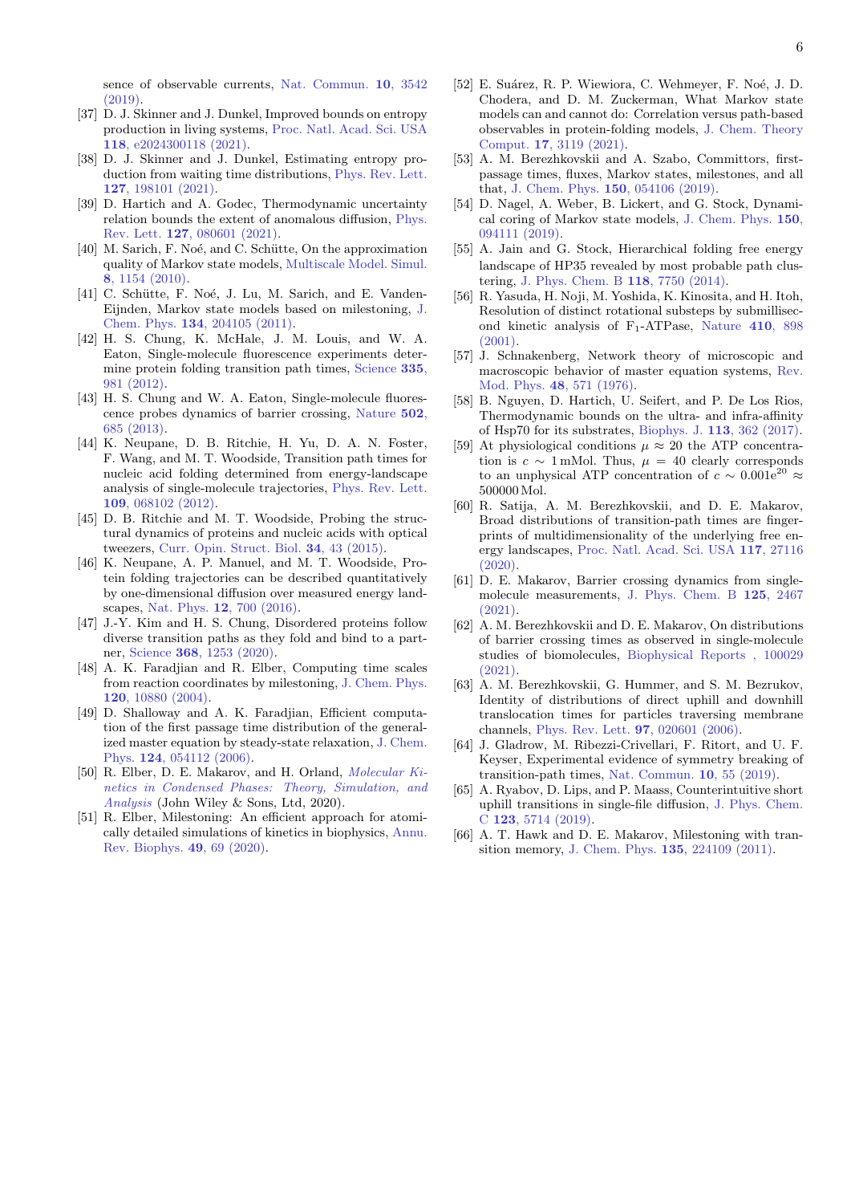sence of observable currents, Nat. Commun. **10**, 3542 (2019).

[37] D. J. Skinner and J. Dunkel, Improved bounds on entropy production in living systems, Proc. Natl. Acad. Sci. USA **118**, e2024300118 (2021).

[38] D. J. Skinner and J. Dunkel, Estimating entropy production from waiting time distributions, Phys. Rev. Lett. **127**, 198101 (2021).

[39] D. Hartich and A. Godec, Thermodynamic uncertainty relation bounds the extent of anomalous diffusion, Phys. Rev. Lett. **127**, 080601 (2021).

[40] M. Sarich, F. Noé, and C. Schütte, On the approximation quality of Markov state models, Multiscale Model. Simul. **8**, 1154 (2010).

[41] C. Schütte, F. Noé, J. Lu, M. Sarich, and E. Vanden-Eijnden, Markov state models based on milestoning, J. Chem. Phys. **134**, 204105 (2011).

[42] H. S. Chung, K. McHale, J. M. Louis, and W. A. Eaton, Single-molecule fluorescence experiments determine protein folding transition path times, Science **335**, 981 (2012).

[43] H. S. Chung and W. A. Eaton, Single-molecule fluorescence probes dynamics of barrier crossing, Nature **502**, 685 (2013).

[44] K. Neupane, D. B. Ritchie, H. Yu, D. A. N. Foster, F. Wang, and M. T. Woodside, Transition path times for nucleic acid folding determined from energy-landscape analysis of single-molecule trajectories, Phys. Rev. Lett. **109**, 068102 (2012).

[45] D. B. Ritchie and M. T. Woodside, Probing the structural dynamics of proteins and nucleic acids with optical tweezers, Curr. Opin. Struct. Biol. **34**, 43 (2015).

[46] K. Neupane, A. P. Manuel, and M. T. Woodside, Protein folding trajectories can be described quantitatively by one-dimensional diffusion over measured energy landscapes, Nat. Phys. **12**, 700 (2016).

[47] J.-Y. Kim and H. S. Chung, Disordered proteins follow diverse transition paths as they fold and bind to a partner, Science **368**, 1253 (2020).

[48] A. K. Faradjian and R. Elber, Computing time scales from reaction coordinates by milestoning, J. Chem. Phys. **120**, 10880 (2004).

[49] D. Shalloway and A. K. Faradjian, Efficient computation of the first passage time distribution of the generalized master equation by steady-state relaxation, J. Chem. Phys. **124**, 054112 (2006).

[50] R. Elber, D. E. Makarov, and H. Orland, *Molecular Kinetics in Condensed Phases: Theory, Simulation, and Analysis* (John Wiley & Sons, Ltd, 2020).

[51] R. Elber, Milestoning: An efficient approach for atomically detailed simulations of kinetics in biophysics, Annu. Rev. Biophys. **49**, 69 (2020).

[52] E. Suárez, R. P. Wiewiora, C. Wehmeyer, F. Noé, J. D. Chodera, and D. M. Zuckerman, What Markov state models can and cannot do: Correlation versus path-based observables in protein-folding models, J. Chem. Theory Comput. **17**, 3119 (2021).

[53] A. M. Berezhkovskii and A. Szabo, Committors, first-passage times, fluxes, Markov states, milestones, and all that, J. Chem. Phys. **150**, 054106 (2019).

[54] D. Nagel, A. Weber, B. Lickert, and G. Stock, Dynamical coring of Markov state models, J. Chem. Phys. **150**, 094111 (2019).

[55] A. Jain and G. Stock, Hierarchical folding free energy landscape of HP35 revealed by most probable path clustering, J. Phys. Chem. B **118**, 7750 (2014).

[56] R. Yasuda, H. Noji, M. Yoshida, K. Kinosita, and H. Itoh, Resolution of distinct rotational substeps by submillisecond kinetic analysis of $F_1$-ATPase, Nature **410**, 898 (2001).

[57] J. Schnakenberg, Network theory of microscopic and macroscopic behavior of master equation systems, Rev. Mod. Phys. **48**, 571 (1976).

[58] B. Nguyen, D. Hartich, U. Seifert, and P. De Los Rios, Thermodynamic bounds on the ultra- and infra-affinity of Hsp70 for its substrates, Biophys. J. **113**, 362 (2017).

[59] At physiological conditions $\mu \approx 20$ the ATP concentration is $c \sim 1\,$mMol. Thus, $\mu = 40$ clearly corresponds to an unphysical ATP concentration of $c \sim 0.001\mathrm{e}^{20} \approx 500000\,$Mol.

[60] R. Satija, A. M. Berezhkovskii, and D. E. Makarov, Broad distributions of transition-path times are fingerprints of multidimensionality of the underlying free energy landscapes, Proc. Natl. Acad. Sci. USA **117**, 27116 (2020).

[61] D. E. Makarov, Barrier crossing dynamics from single-molecule measurements, J. Phys. Chem. B **125**, 2467 (2021).

[62] A. M. Berezhkovskii and D. E. Makarov, On distributions of barrier crossing times as observed in single-molecule studies of biomolecules, Biophysical Reports , 100029 (2021).

[63] A. M. Berezhkovskii, G. Hummer, and S. M. Bezrukov, Identity of distributions of direct uphill and downhill translocation times for particles traversing membrane channels, Phys. Rev. Lett. **97**, 020601 (2006).

[64] J. Gladrow, M. Ribezzi-Crivellari, F. Ritort, and U. F. Keyser, Experimental evidence of symmetry breaking of transition-path times, Nat. Commun. **10**, 55 (2019).

[65] A. Ryabov, D. Lips, and P. Maass, Counterintuitive short uphill transitions in single-file diffusion, J. Phys. Chem. C **123**, 5714 (2019).

[66] A. T. Hawk and D. E. Makarov, Milestoning with transition memory, J. Chem. Phys. **135**, 224109 (2011).